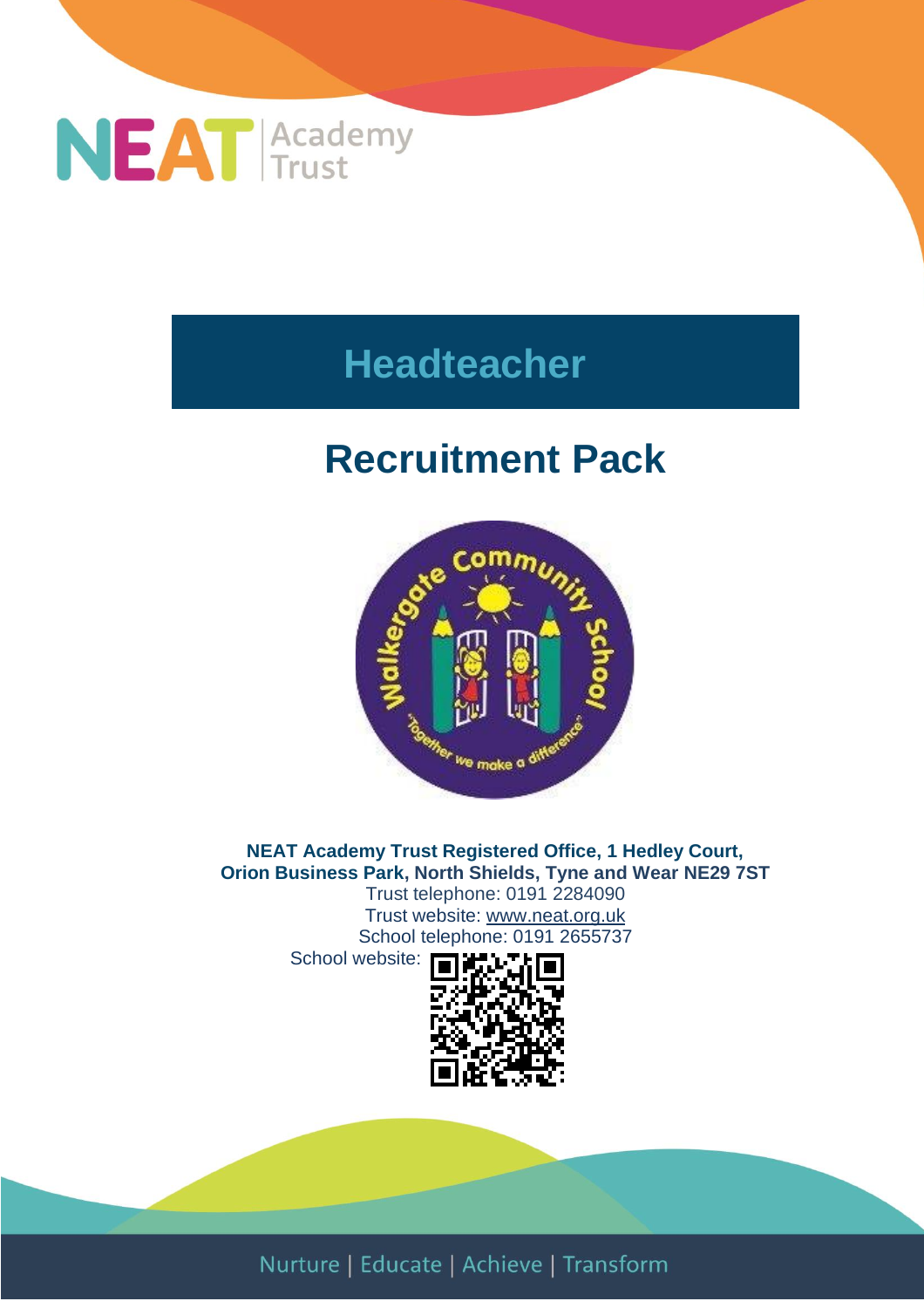NEAT Academy Trust

# Headteacher

## Recruitment Pack

**NEAT Academy Trust Registered Office, 1 Hedley Court, Orion Business Park, North Shields, Tyne and Wear NE29 7ST**

Trust telephone: 0191 2284090

Trust website: www.neat.org.uk

School telephone: 0191 2655737

School website:

Nurture | Educate | Achieve | Transform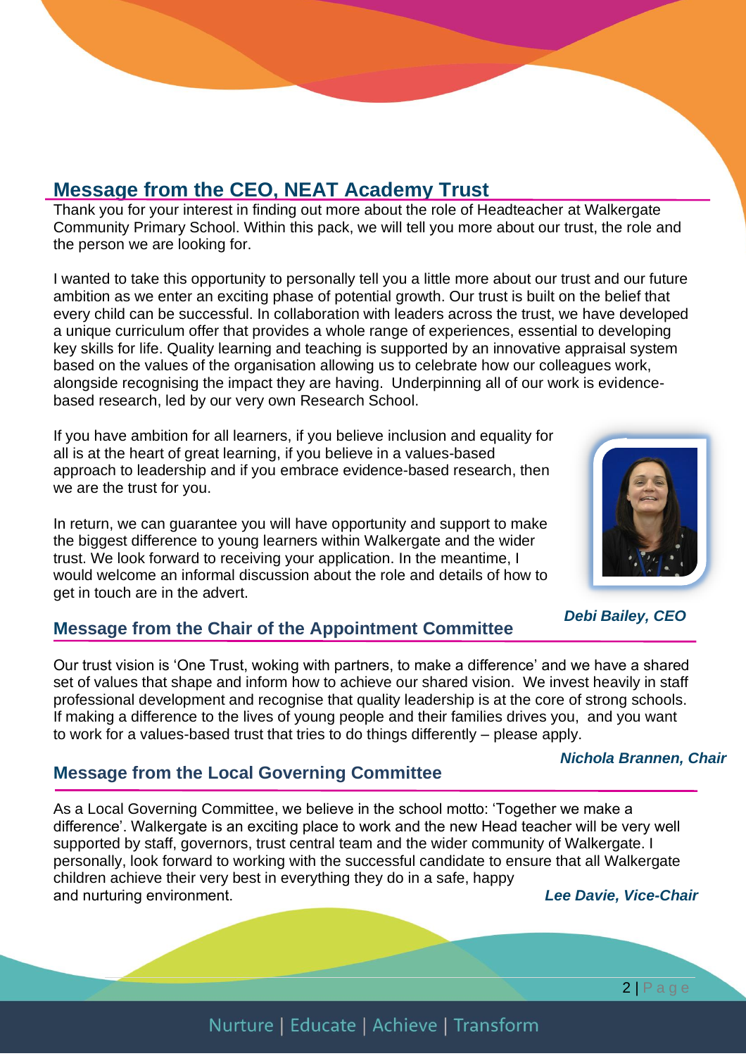## Message from the CEO, NEAT Academy Trust

Thank you for your interest in finding out more about the role of Headteacher at Walkergate Community Primary School. Within this pack, we will tell you more about our trust, the role and the person we are looking for.

I wanted to take this opportunity to personally tell you a little more about our trust and our future ambition as we enter an exciting phase of potential growth. Our trust is built on the belief that every child can be successful. In collaboration with leaders across the trust, we have developed a unique curriculum offer that provides a whole range of experiences, essential to developing key skills for life. Quality learning and teaching is supported by an innovative appraisal system based on the values of the organisation allowing us to celebrate how our colleagues work, alongside recognising the impact they are having. Underpinning all of our work is evidence-based research, led by our very own Research School.

If you have ambition for all learners, if you believe inclusion and equality for all is at the heart of great learning, if you believe in a values-based approach to leadership and if you embrace evidence-based research, then we are the trust for you.

In return, we can guarantee you will have opportunity and support to make the biggest difference to young learners within Walkergate and the wider trust. We look forward to receiving your application. In the meantime, I would welcome an informal discussion about the role and details of how to get in touch are in the advert.

***Debi Bailey, CEO***

## Message from the Chair of the Appointment Committee

Our trust vision is 'One Trust, woking with partners, to make a difference' and we have a shared set of values that shape and inform how to achieve our shared vision. We invest heavily in staff professional development and recognise that quality leadership is at the core of strong schools. If making a difference to the lives of young people and their families drives you, and you want to work for a values-based trust that tries to do things differently – please apply.

***Nichola Brannen, Chair***

## Message from the Local Governing Committee

As a Local Governing Committee, we believe in the school motto: 'Together we make a difference'. Walkergate is an exciting place to work and the new Head teacher will be very well supported by staff, governors, trust central team and the wider community of Walkergate. I personally, look forward to working with the successful candidate to ensure that all Walkergate children achieve their very best in everything they do in a safe, happy and nurturing environment.

***Lee Davie, Vice-Chair***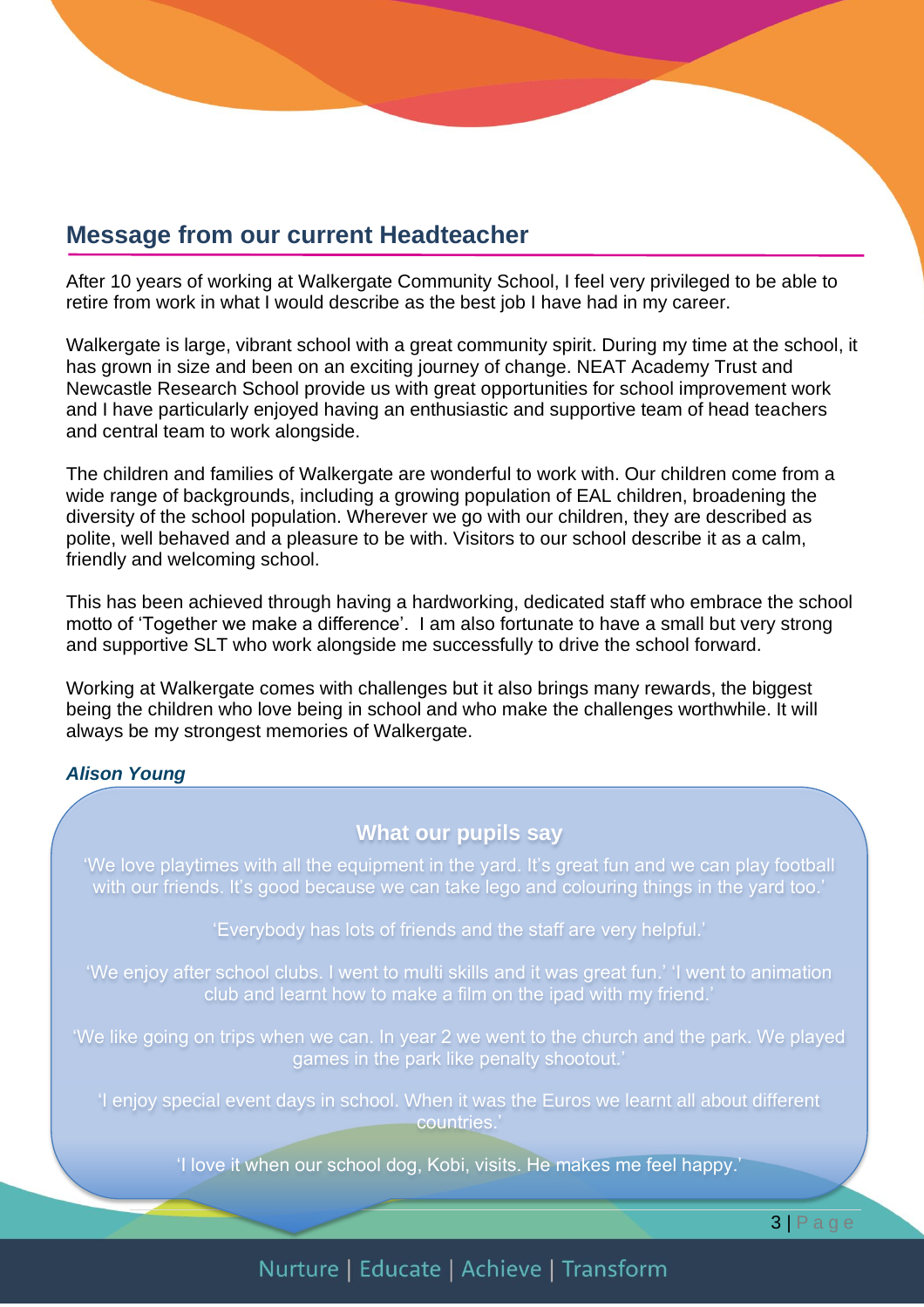## Message from our current Headteacher

After 10 years of working at Walkergate Community School, I feel very privileged to be able to retire from work in what I would describe as the best job I have had in my career.

Walkergate is large, vibrant school with a great community spirit. During my time at the school, it has grown in size and been on an exciting journey of change. NEAT Academy Trust and Newcastle Research School provide us with great opportunities for school improvement work and I have particularly enjoyed having an enthusiastic and supportive team of head teachers and central team to work alongside.

The children and families of Walkergate are wonderful to work with. Our children come from a wide range of backgrounds, including a growing population of EAL children, broadening the diversity of the school population. Wherever we go with our children, they are described as polite, well behaved and a pleasure to be with. Visitors to our school describe it as a calm, friendly and welcoming school.

This has been achieved through having a hardworking, dedicated staff who embrace the school motto of 'Together we make a difference'. I am also fortunate to have a small but very strong and supportive SLT who work alongside me successfully to drive the school forward.

Working at Walkergate comes with challenges but it also brings many rewards, the biggest being the children who love being in school and who make the challenges worthwhile. It will always be my strongest memories of Walkergate.

***Alison Young***

### What our pupils say

'We love playtimes with all the equipment in the yard. It's great fun and we can play football with our friends. It's good because we can take lego and colouring things in the yard too.'

'Everybody has lots of friends and the staff are very helpful.'

'We enjoy after school clubs. I went to multi skills and it was great fun.' 'I went to animation club and learnt how to make a film on the ipad with my friend.'

'We like going on trips when we can. In year 2 we went to the church and the park. We played games in the park like penalty shootout.'

'I enjoy special event days in school. When it was the Euros we learnt all about different countries.'

'I love it when our school dog, Kobi, visits. He makes me feel happy.'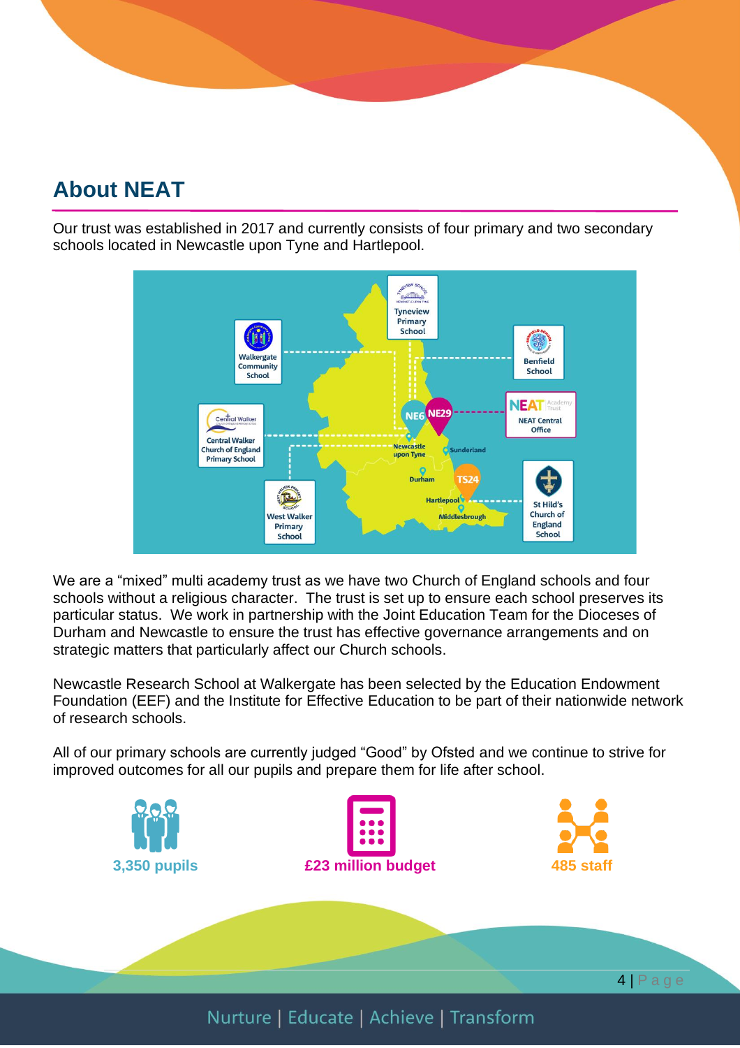## About NEAT

Our trust was established in 2017 and currently consists of four primary and two secondary schools located in Newcastle upon Tyne and Hartlepool.

Tyneview Primary School
Walkergate Community School
Benfield School
NEAT Academy Trust
NEAT Central Office
Central Walker Church of England Primary School
NE6
NE29
Newcastle upon Tyne
Sunderland
Durham
TS24
Hartlepool
Middlesbrough
West Walker Primary School
St Hild's Church of England School

We are a "mixed" multi academy trust as we have two Church of England schools and four schools without a religious character. The trust is set up to ensure each school preserves its particular status. We work in partnership with the Joint Education Team for the Dioceses of Durham and Newcastle to ensure the trust has effective governance arrangements and on strategic matters that particularly affect our Church schools.

Newcastle Research School at Walkergate has been selected by the Education Endowment Foundation (EEF) and the Institute for Effective Education to be part of their nationwide network of research schools.

All of our primary schools are currently judged "Good" by Ofsted and we continue to strive for improved outcomes for all our pupils and prepare them for life after school.

**3,350 pupils**

**£23 million budget**

**485 staff**

Nurture | Educate | Achieve | Transform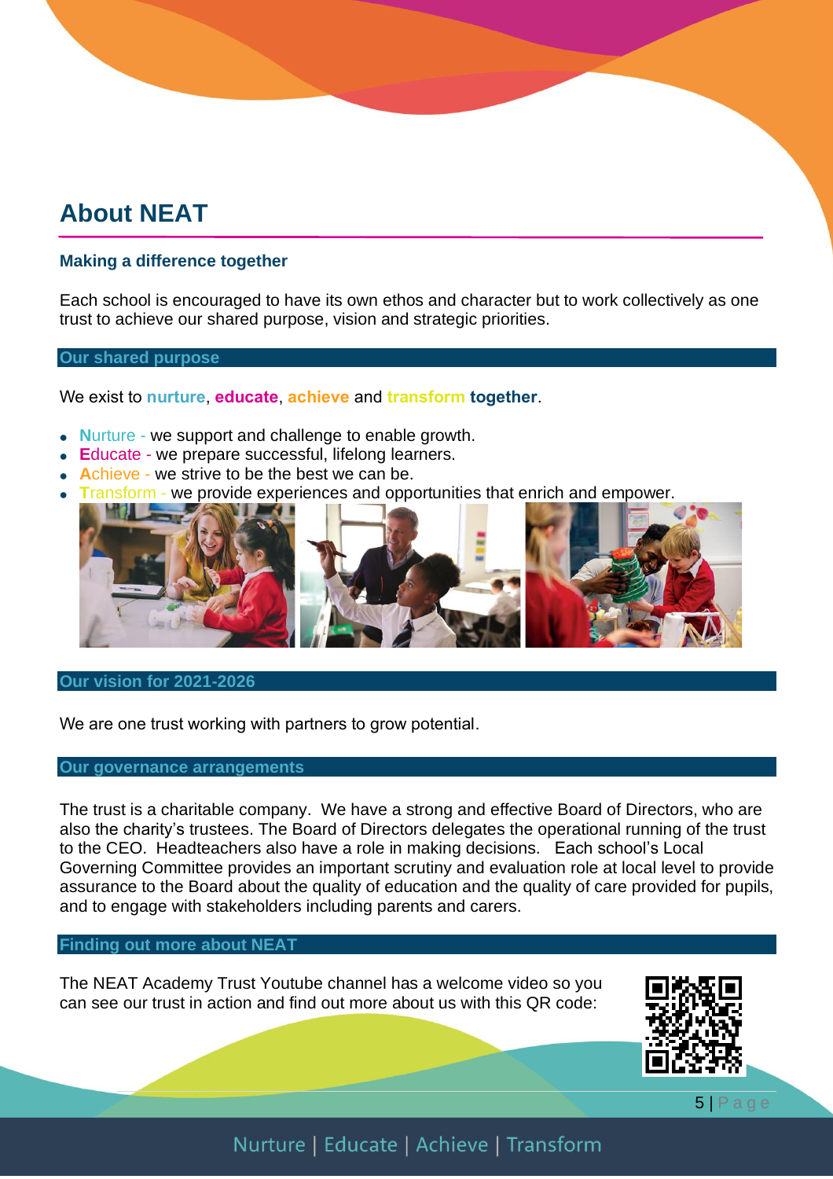# About NEAT

### Making a difference together

Each school is encouraged to have its own ethos and character but to work collectively as one trust to achieve our shared purpose, vision and strategic priorities.

## Our shared purpose

We exist to **nurture**, **educate**, **achieve** and **transform** **together**.

- Nurture - we support and challenge to enable growth.
- Educate - we prepare successful, lifelong learners.
- Achieve - we strive to be the best we can be.
- Transform - we provide experiences and opportunities that enrich and empower.

## Our vision for 2021-2026

We are one trust working with partners to grow potential.

## Our governance arrangements

The trust is a charitable company. We have a strong and effective Board of Directors, who are also the charity's trustees. The Board of Directors delegates the operational running of the trust to the CEO. Headteachers also have a role in making decisions. Each school's Local Governing Committee provides an important scrutiny and evaluation role at local level to provide assurance to the Board about the quality of education and the quality of care provided for pupils, and to engage with stakeholders including parents and carers.

## Finding out more about NEAT

The NEAT Academy Trust Youtube channel has a welcome video so you can see our trust in action and find out more about us with this QR code: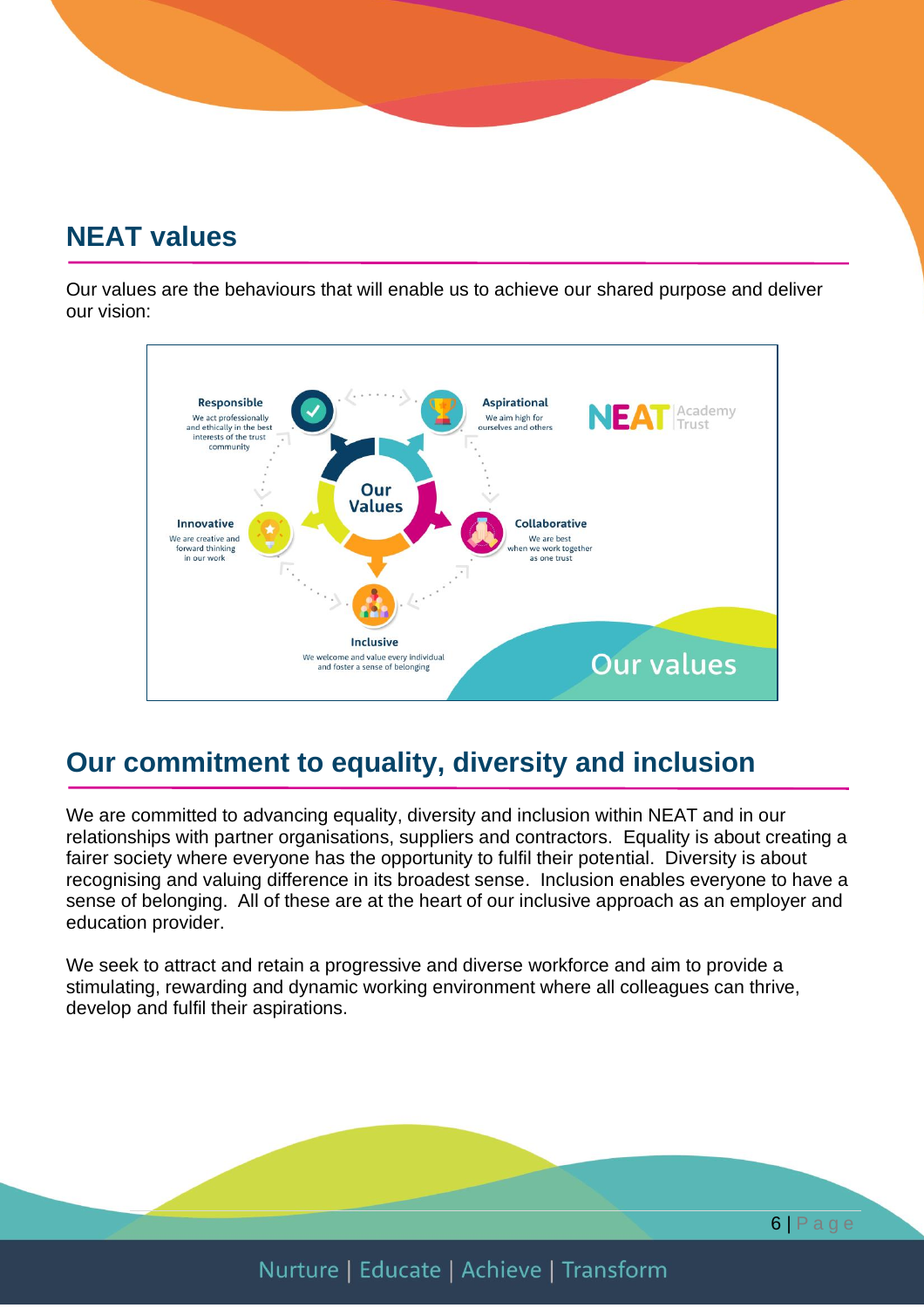## NEAT values

Our values are the behaviours that will enable us to achieve our shared purpose and deliver our vision:

Responsible
We act professionally and ethically in the best interests of the trust community

Aspirational
We aim high for ourselves and others

Innovative
We are creative and forward thinking in our work

Collaborative
We are best when we work together as one trust

Inclusive
We welcome and value every individual and foster a sense of belonging

Our Values

NEAT Academy Trust

Our values

## Our commitment to equality, diversity and inclusion

We are committed to advancing equality, diversity and inclusion within NEAT and in our relationships with partner organisations, suppliers and contractors. Equality is about creating a fairer society where everyone has the opportunity to fulfil their potential. Diversity is about recognising and valuing difference in its broadest sense. Inclusion enables everyone to have a sense of belonging. All of these are at the heart of our inclusive approach as an employer and education provider.

We seek to attract and retain a progressive and diverse workforce and aim to provide a stimulating, rewarding and dynamic working environment where all colleagues can thrive, develop and fulfil their aspirations.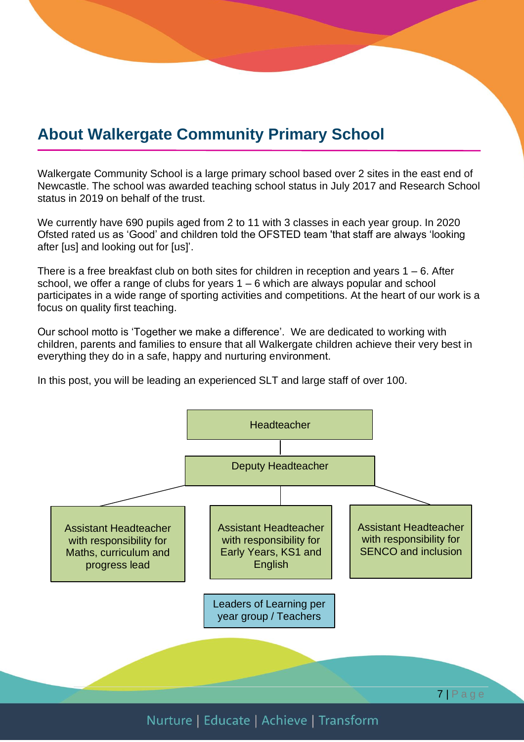## About Walkergate Community Primary School

Walkergate Community School is a large primary school based over 2 sites in the east end of Newcastle. The school was awarded teaching school status in July 2017 and Research School status in 2019 on behalf of the trust.

We currently have 690 pupils aged from 2 to 11 with 3 classes in each year group. In 2020 Ofsted rated us as 'Good' and children told the OFSTED team 'that staff are always 'looking after [us] and looking out for [us]'.

There is a free breakfast club on both sites for children in reception and years 1 – 6. After school, we offer a range of clubs for years 1 – 6 which are always popular and school participates in a wide range of sporting activities and competitions. At the heart of our work is a focus on quality first teaching.

Our school motto is 'Together we make a difference'. We are dedicated to working with children, parents and families to ensure that all Walkergate children achieve their very best in everything they do in a safe, happy and nurturing environment.

In this post, you will be leading an experienced SLT and large staff of over 100.

Headteacher

Deputy Headteacher

Assistant Headteacher with responsibility for Maths, curriculum and progress lead

Assistant Headteacher with responsibility for Early Years, KS1 and English

Assistant Headteacher with responsibility for SENCO and inclusion

Leaders of Learning per year group / Teachers

Nurture | Educate | Achieve | Transform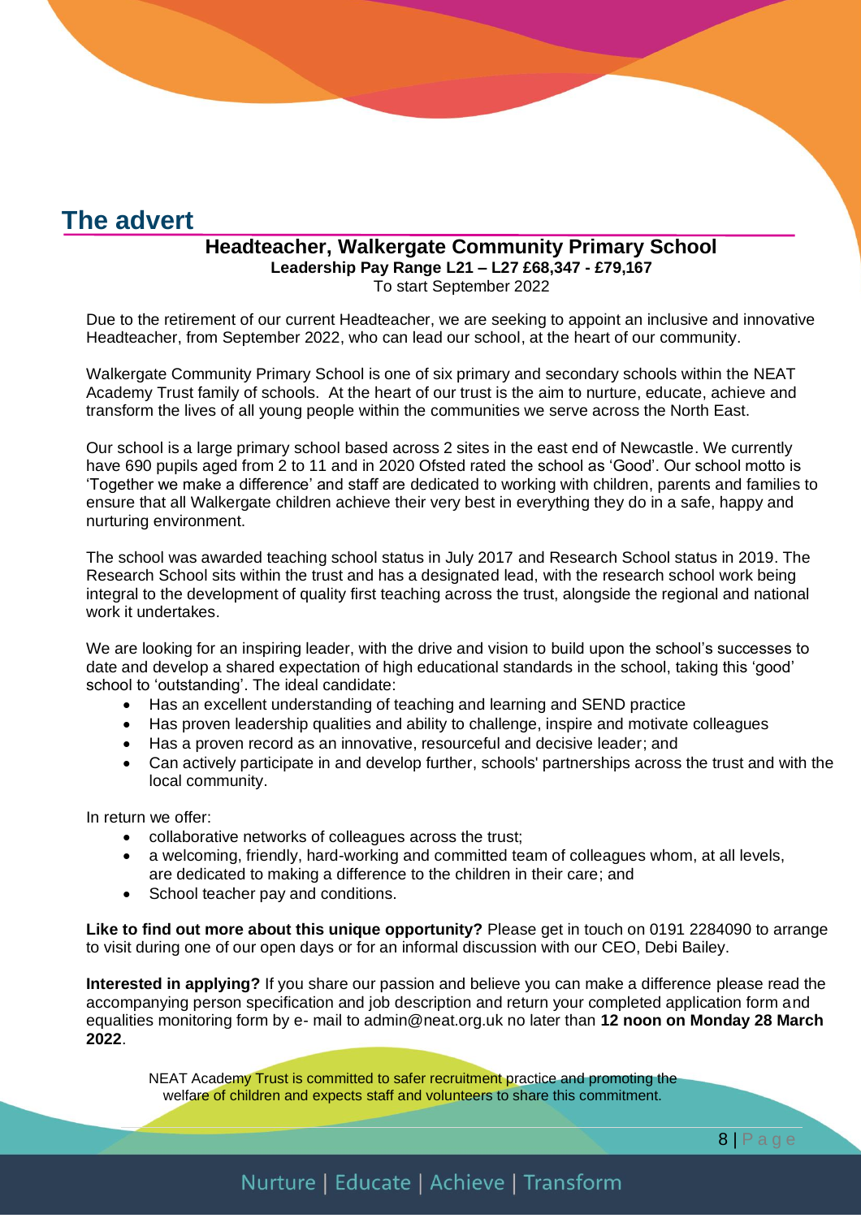# The advert

## Headteacher, Walkergate Community Primary School

**Leadership Pay Range L21 – L27 £68,347 - £79,167**

To start September 2022

Due to the retirement of our current Headteacher, we are seeking to appoint an inclusive and innovative Headteacher, from September 2022, who can lead our school, at the heart of our community.

Walkergate Community Primary School is one of six primary and secondary schools within the NEAT Academy Trust family of schools. At the heart of our trust is the aim to nurture, educate, achieve and transform the lives of all young people within the communities we serve across the North East.

Our school is a large primary school based across 2 sites in the east end of Newcastle. We currently have 690 pupils aged from 2 to 11 and in 2020 Ofsted rated the school as 'Good'. Our school motto is 'Together we make a difference' and staff are dedicated to working with children, parents and families to ensure that all Walkergate children achieve their very best in everything they do in a safe, happy and nurturing environment.

The school was awarded teaching school status in July 2017 and Research School status in 2019. The Research School sits within the trust and has a designated lead, with the research school work being integral to the development of quality first teaching across the trust, alongside the regional and national work it undertakes.

We are looking for an inspiring leader, with the drive and vision to build upon the school's successes to date and develop a shared expectation of high educational standards in the school, taking this 'good' school to 'outstanding'. The ideal candidate:

- Has an excellent understanding of teaching and learning and SEND practice
- Has proven leadership qualities and ability to challenge, inspire and motivate colleagues
- Has a proven record as an innovative, resourceful and decisive leader; and
- Can actively participate in and develop further, schools' partnerships across the trust and with the local community.

In return we offer:

- collaborative networks of colleagues across the trust;
- a welcoming, friendly, hard-working and committed team of colleagues whom, at all levels, are dedicated to making a difference to the children in their care; and
- School teacher pay and conditions.

**Like to find out more about this unique opportunity?** Please get in touch on 0191 2284090 to arrange to visit during one of our open days or for an informal discussion with our CEO, Debi Bailey.

**Interested in applying?** If you share our passion and believe you can make a difference please read the accompanying person specification and job description and return your completed application form and equalities monitoring form by e- mail to admin@neat.org.uk no later than **12 noon on Monday 28 March 2022**.

NEAT Academy Trust is committed to safer recruitment practice and promoting the welfare of children and expects staff and volunteers to share this commitment.

Nurture | Educate | Achieve | Transform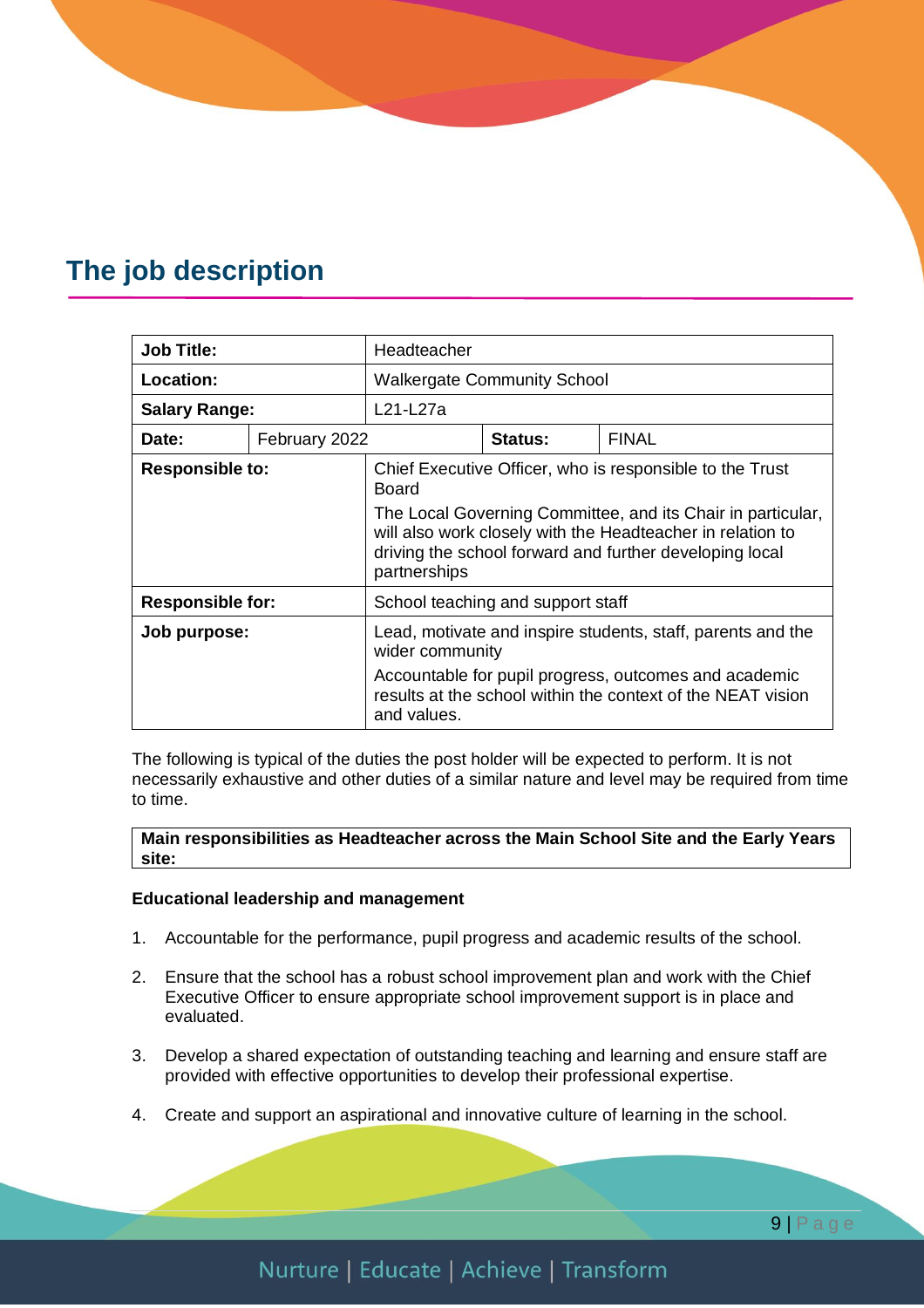## The job description

| | | | |
|---|---|---|---|
| **Job Title:** | Headteacher | | |
| **Location:** | Walkergate Community School | | |
| **Salary Range:** | L21-L27a | | |
| **Date:** February 2022 | | **Status:** | FINAL |
| **Responsible to:** | Chief Executive Officer, who is responsible to the Trust Board<br><br>The Local Governing Committee, and its Chair in particular, will also work closely with the Headteacher in relation to driving the school forward and further developing local partnerships | | |
| **Responsible for:** | School teaching and support staff | | |
| **Job purpose:** | Lead, motivate and inspire students, staff, parents and the wider community<br><br>Accountable for pupil progress, outcomes and academic results at the school within the context of the NEAT vision and values. | | |

The following is typical of the duties the post holder will be expected to perform. It is not necessarily exhaustive and other duties of a similar nature and level may be required from time to time.

**Main responsibilities as Headteacher across the Main School Site and the Early Years site:**

**Educational leadership and management**

1. Accountable for the performance, pupil progress and academic results of the school.

2. Ensure that the school has a robust school improvement plan and work with the Chief Executive Officer to ensure appropriate school improvement support is in place and evaluated.

3. Develop a shared expectation of outstanding teaching and learning and ensure staff are provided with effective opportunities to develop their professional expertise.

4. Create and support an aspirational and innovative culture of learning in the school.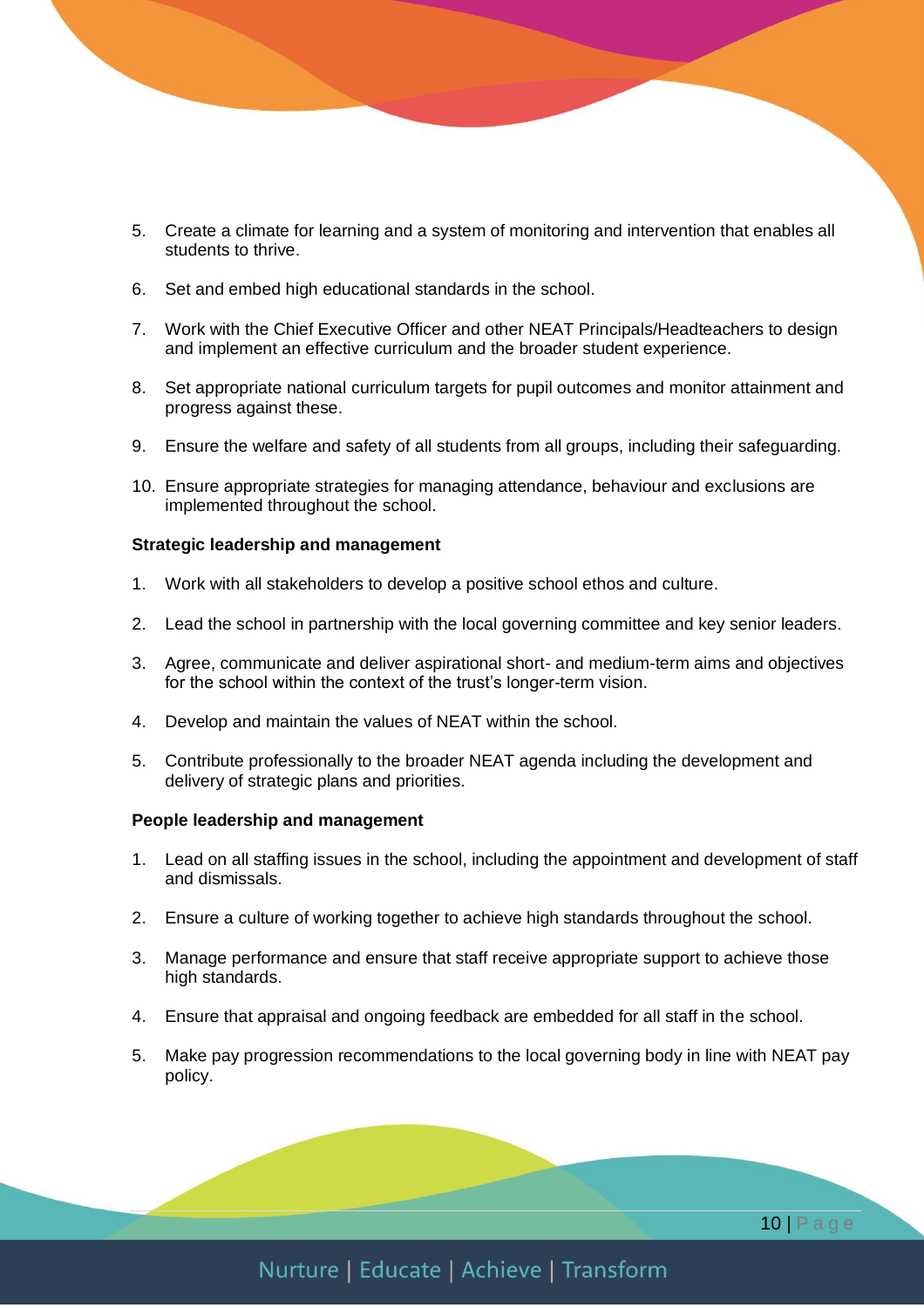5. Create a climate for learning and a system of monitoring and intervention that enables all students to thrive.

6. Set and embed high educational standards in the school.

7. Work with the Chief Executive Officer and other NEAT Principals/Headteachers to design and implement an effective curriculum and the broader student experience.

8. Set appropriate national curriculum targets for pupil outcomes and monitor attainment and progress against these.

9. Ensure the welfare and safety of all students from all groups, including their safeguarding.

10. Ensure appropriate strategies for managing attendance, behaviour and exclusions are implemented throughout the school.

**Strategic leadership and management**

1. Work with all stakeholders to develop a positive school ethos and culture.

2. Lead the school in partnership with the local governing committee and key senior leaders.

3. Agree, communicate and deliver aspirational short- and medium-term aims and objectives for the school within the context of the trust's longer-term vision.

4. Develop and maintain the values of NEAT within the school.

5. Contribute professionally to the broader NEAT agenda including the development and delivery of strategic plans and priorities.

**People leadership and management**

1. Lead on all staffing issues in the school, including the appointment and development of staff and dismissals.

2. Ensure a culture of working together to achieve high standards throughout the school.

3. Manage performance and ensure that staff receive appropriate support to achieve those high standards.

4. Ensure that appraisal and ongoing feedback are embedded for all staff in the school.

5. Make pay progression recommendations to the local governing body in line with NEAT pay policy.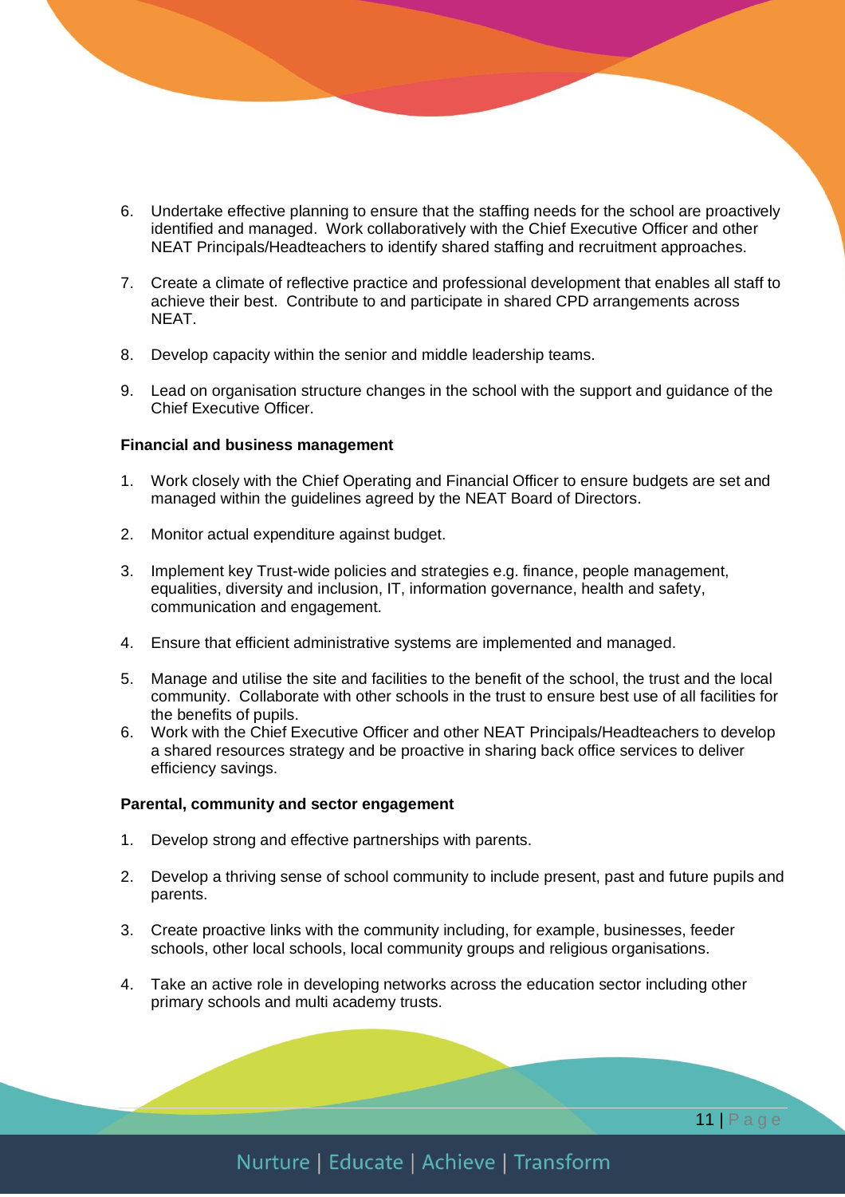6. Undertake effective planning to ensure that the staffing needs for the school are proactively identified and managed. Work collaboratively with the Chief Executive Officer and other NEAT Principals/Headteachers to identify shared staffing and recruitment approaches.

7. Create a climate of reflective practice and professional development that enables all staff to achieve their best. Contribute to and participate in shared CPD arrangements across NEAT.

8. Develop capacity within the senior and middle leadership teams.

9. Lead on organisation structure changes in the school with the support and guidance of the Chief Executive Officer.

**Financial and business management**

1. Work closely with the Chief Operating and Financial Officer to ensure budgets are set and managed within the guidelines agreed by the NEAT Board of Directors.

2. Monitor actual expenditure against budget.

3. Implement key Trust-wide policies and strategies e.g. finance, people management, equalities, diversity and inclusion, IT, information governance, health and safety, communication and engagement.

4. Ensure that efficient administrative systems are implemented and managed.

5. Manage and utilise the site and facilities to the benefit of the school, the trust and the local community. Collaborate with other schools in the trust to ensure best use of all facilities for the benefits of pupils.
6. Work with the Chief Executive Officer and other NEAT Principals/Headteachers to develop a shared resources strategy and be proactive in sharing back office services to deliver efficiency savings.

**Parental, community and sector engagement**

1. Develop strong and effective partnerships with parents.

2. Develop a thriving sense of school community to include present, past and future pupils and parents.

3. Create proactive links with the community including, for example, businesses, feeder schools, other local schools, local community groups and religious organisations.

4. Take an active role in developing networks across the education sector including other primary schools and multi academy trusts.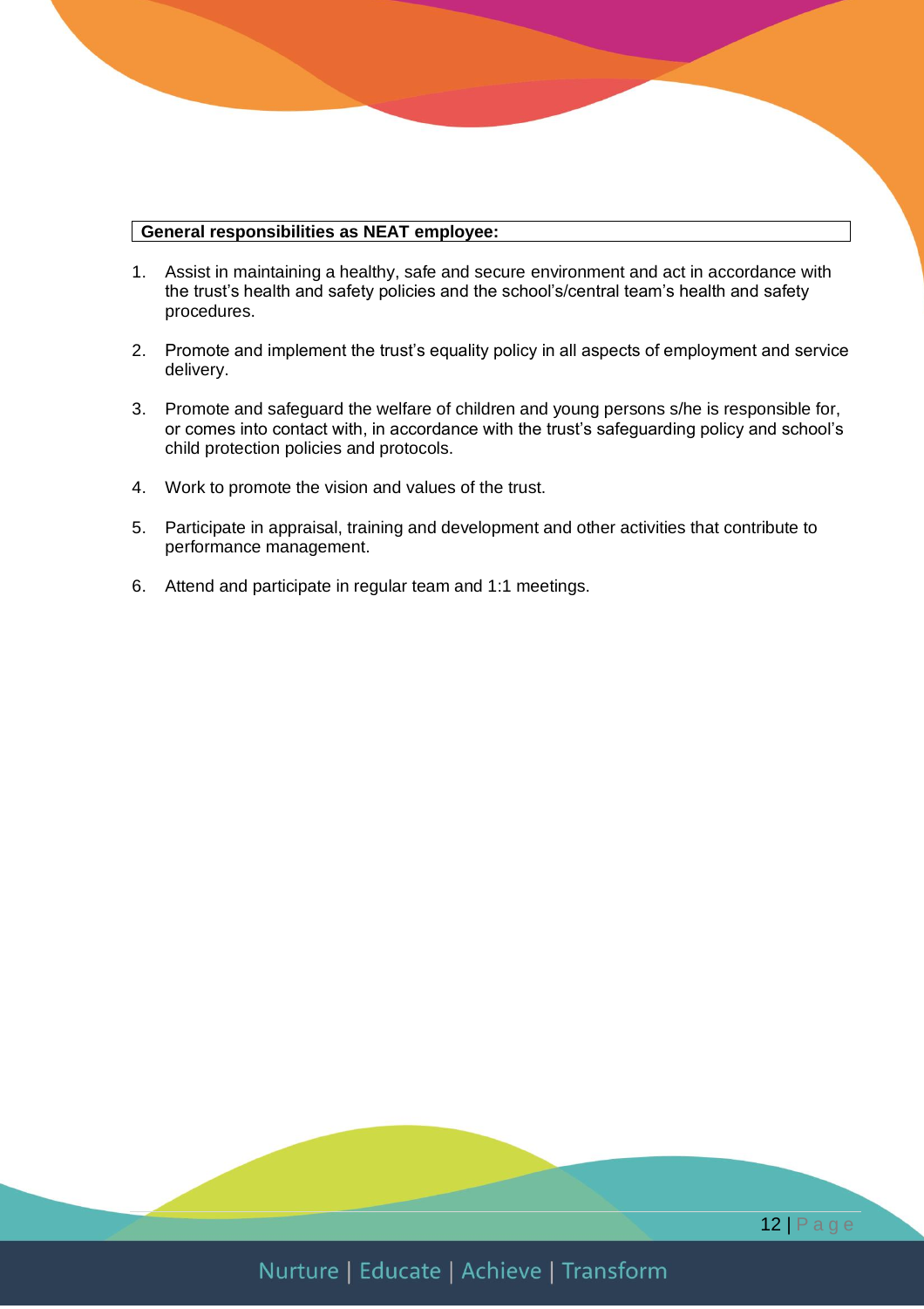**General responsibilities as NEAT employee:**

1. Assist in maintaining a healthy, safe and secure environment and act in accordance with the trust's health and safety policies and the school's/central team's health and safety procedures.

2. Promote and implement the trust's equality policy in all aspects of employment and service delivery.

3. Promote and safeguard the welfare of children and young persons s/he is responsible for, or comes into contact with, in accordance with the trust's safeguarding policy and school's child protection policies and protocols.

4. Work to promote the vision and values of the trust.

5. Participate in appraisal, training and development and other activities that contribute to performance management.

6. Attend and participate in regular team and 1:1 meetings.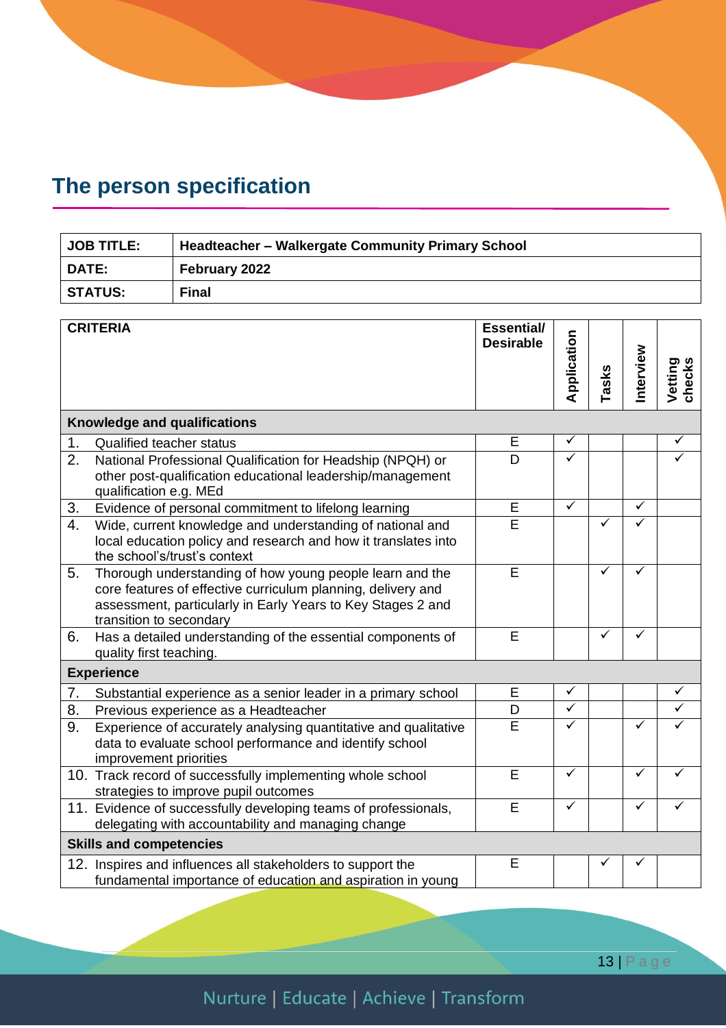## The person specification

| JOB TITLE: | Headteacher – Walkergate Community Primary School |
|---|---|
| DATE: | February 2022 |
| STATUS: | Final |

| CRITERIA | Essential/ Desirable | Application | Tasks | Interview | Vetting checks |
|---|---|---|---|---|---|
| **Knowledge and qualifications** | | | | | |
| 1. Qualified teacher status | E | ✓ | | | ✓ |
| 2. National Professional Qualification for Headship (NPQH) or other post-qualification educational leadership/management qualification e.g. MEd | D | ✓ | | | ✓ |
| 3. Evidence of personal commitment to lifelong learning | E | ✓ | | ✓ | |
| 4. Wide, current knowledge and understanding of national and local education policy and research and how it translates into the school's/trust's context | E | | ✓ | ✓ | |
| 5. Thorough understanding of how young people learn and the core features of effective curriculum planning, delivery and assessment, particularly in Early Years to Key Stages 2 and transition to secondary | E | | ✓ | ✓ | |
| 6. Has a detailed understanding of the essential components of quality first teaching. | E | | ✓ | ✓ | |
| **Experience** | | | | | |
| 7. Substantial experience as a senior leader in a primary school | E | ✓ | | | ✓ |
| 8. Previous experience as a Headteacher | D | ✓ | | | ✓ |
| 9. Experience of accurately analysing quantitative and qualitative data to evaluate school performance and identify school improvement priorities | E | ✓ | | ✓ | ✓ |
| 10. Track record of successfully implementing whole school strategies to improve pupil outcomes | E | ✓ | | ✓ | ✓ |
| 11. Evidence of successfully developing teams of professionals, delegating with accountability and managing change | E | ✓ | | ✓ | ✓ |
| **Skills and competencies** | | | | | |
| 12. Inspires and influences all stakeholders to support the fundamental importance of education and aspiration in young | E | | ✓ | ✓ | |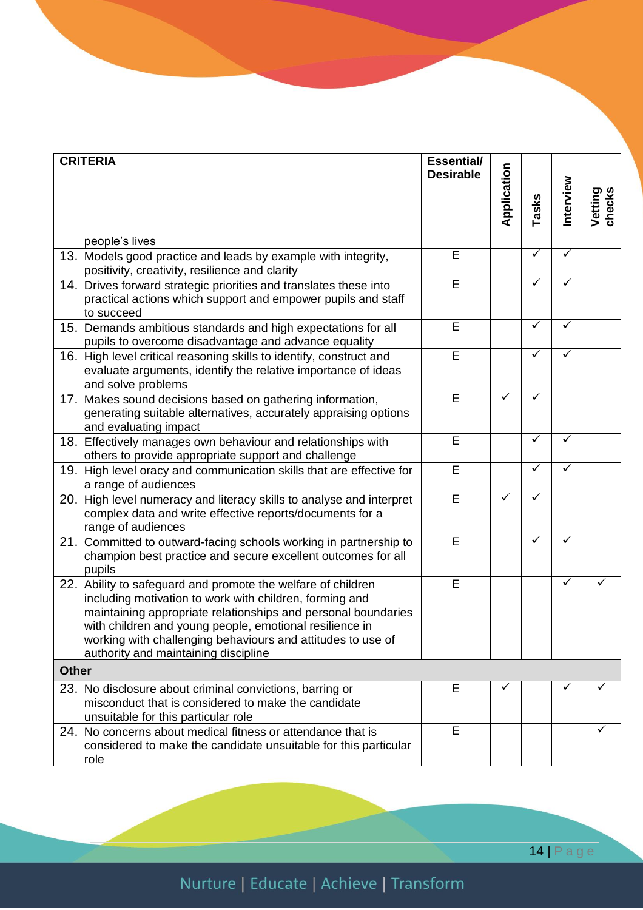| CRITERIA | Essential/ Desirable | Application | Tasks | Interview | Vetting checks |
|---|---|---|---|---|---|
| people's lives | | | | | |
| 13. Models good practice and leads by example with integrity, positivity, creativity, resilience and clarity | E | | ✓ | ✓ | |
| 14. Drives forward strategic priorities and translates these into practical actions which support and empower pupils and staff to succeed | E | | ✓ | ✓ | |
| 15. Demands ambitious standards and high expectations for all pupils to overcome disadvantage and advance equality | E | | ✓ | ✓ | |
| 16. High level critical reasoning skills to identify, construct and evaluate arguments, identify the relative importance of ideas and solve problems | E | | ✓ | ✓ | |
| 17. Makes sound decisions based on gathering information, generating suitable alternatives, accurately appraising options and evaluating impact | E | ✓ | ✓ | | |
| 18. Effectively manages own behaviour and relationships with others to provide appropriate support and challenge | E | | ✓ | ✓ | |
| 19. High level oracy and communication skills that are effective for a range of audiences | E | | ✓ | ✓ | |
| 20. High level numeracy and literacy skills to analyse and interpret complex data and write effective reports/documents for a range of audiences | E | ✓ | ✓ | | |
| 21. Committed to outward-facing schools working in partnership to champion best practice and secure excellent outcomes for all pupils | E | | ✓ | ✓ | |
| 22. Ability to safeguard and promote the welfare of children including motivation to work with children, forming and maintaining appropriate relationships and personal boundaries with children and young people, emotional resilience in working with challenging behaviours and attitudes to use of authority and maintaining discipline | E | | | ✓ | ✓ |
| **Other** | | | | | |
| 23. No disclosure about criminal convictions, barring or misconduct that is considered to make the candidate unsuitable for this particular role | E | ✓ | | ✓ | ✓ |
| 24. No concerns about medical fitness or attendance that is considered to make the candidate unsuitable for this particular role | E | | | | ✓ |

Nurture | Educate | Achieve | Transform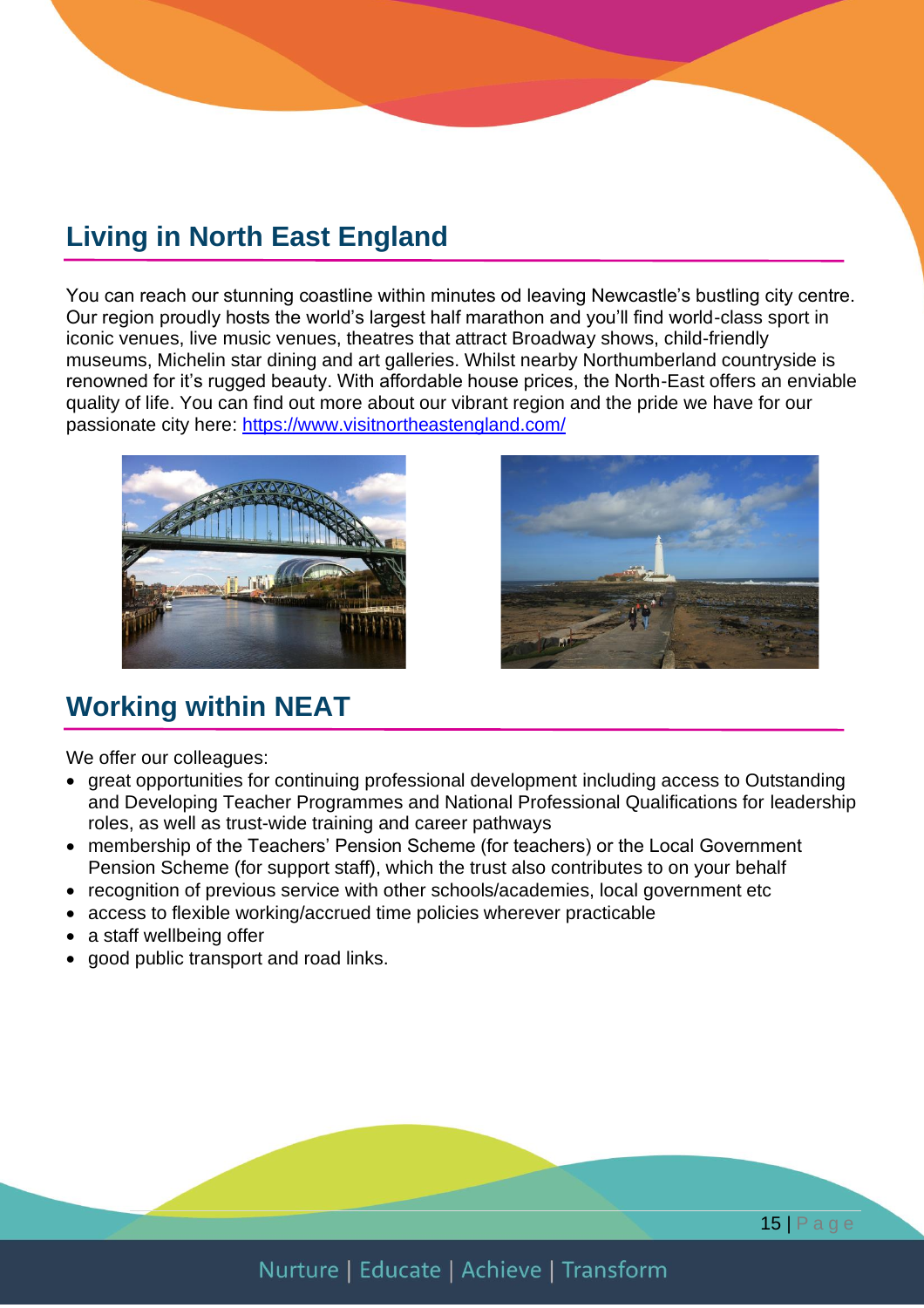## Living in North East England

You can reach our stunning coastline within minutes od leaving Newcastle's bustling city centre. Our region proudly hosts the world's largest half marathon and you'll find world-class sport in iconic venues, live music venues, theatres that attract Broadway shows, child-friendly museums, Michelin star dining and art galleries. Whilst nearby Northumberland countryside is renowned for it's rugged beauty. With affordable house prices, the North-East offers an enviable quality of life. You can find out more about our vibrant region and the pride we have for our passionate city here: [https://www.visitnortheastengland.com/](https://www.visitnortheastengland.com/)

## Working within NEAT

We offer our colleagues:

- great opportunities for continuing professional development including access to Outstanding and Developing Teacher Programmes and National Professional Qualifications for leadership roles, as well as trust-wide training and career pathways
- membership of the Teachers' Pension Scheme (for teachers) or the Local Government Pension Scheme (for support staff), which the trust also contributes to on your behalf
- recognition of previous service with other schools/academies, local government etc
- access to flexible working/accrued time policies wherever practicable
- a staff wellbeing offer
- good public transport and road links.

Nurture | Educate | Achieve | Transform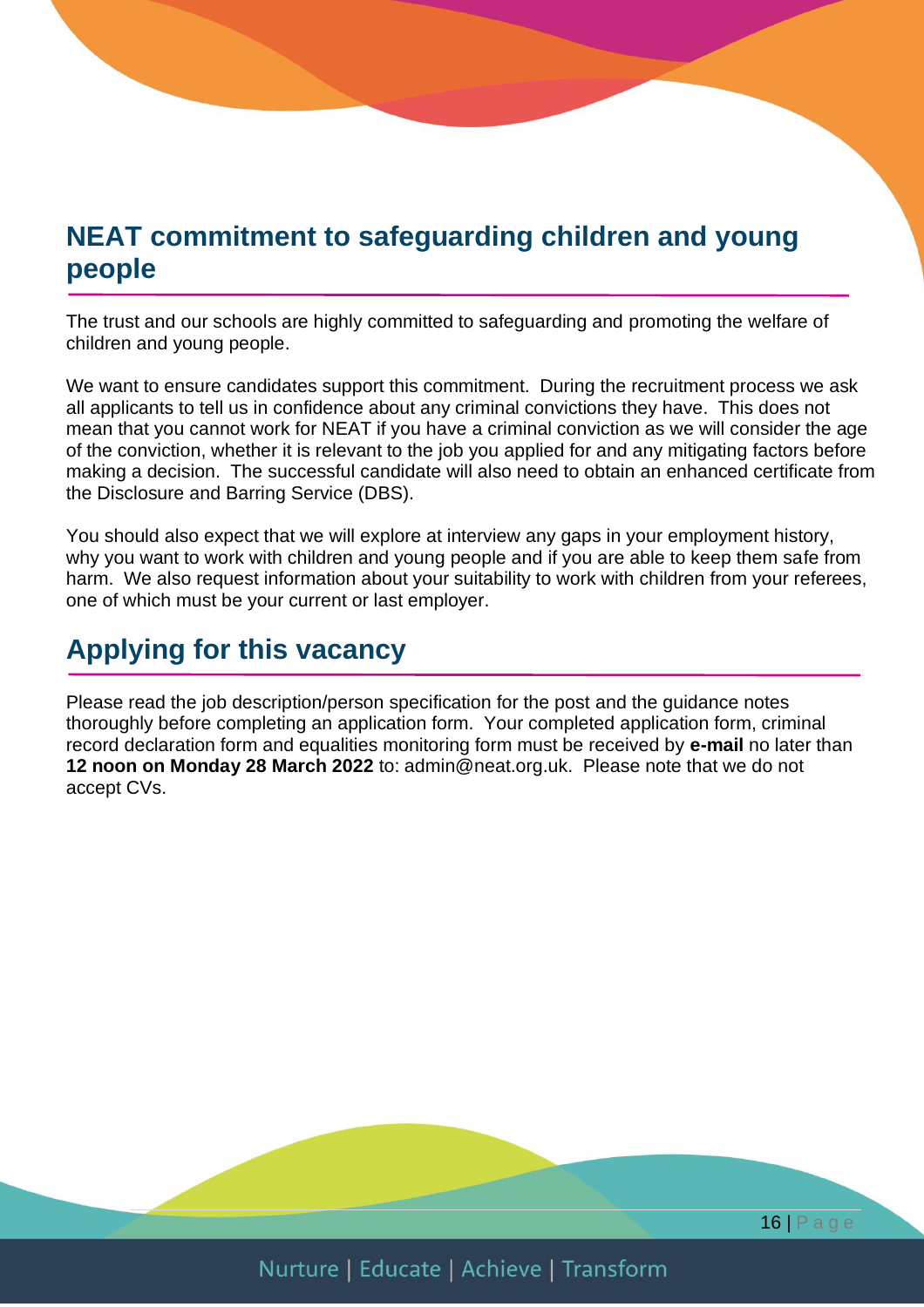## NEAT commitment to safeguarding children and young people

The trust and our schools are highly committed to safeguarding and promoting the welfare of children and young people.

We want to ensure candidates support this commitment. During the recruitment process we ask all applicants to tell us in confidence about any criminal convictions they have. This does not mean that you cannot work for NEAT if you have a criminal conviction as we will consider the age of the conviction, whether it is relevant to the job you applied for and any mitigating factors before making a decision. The successful candidate will also need to obtain an enhanced certificate from the Disclosure and Barring Service (DBS).

You should also expect that we will explore at interview any gaps in your employment history, why you want to work with children and young people and if you are able to keep them safe from harm. We also request information about your suitability to work with children from your referees, one of which must be your current or last employer.

## Applying for this vacancy

Please read the job description/person specification for the post and the guidance notes thoroughly before completing an application form. Your completed application form, criminal record declaration form and equalities monitoring form must be received by **e-mail** no later than **12 noon on Monday 28 March 2022** to: admin@neat.org.uk. Please note that we do not accept CVs.

Nurture | Educate | Achieve | Transform